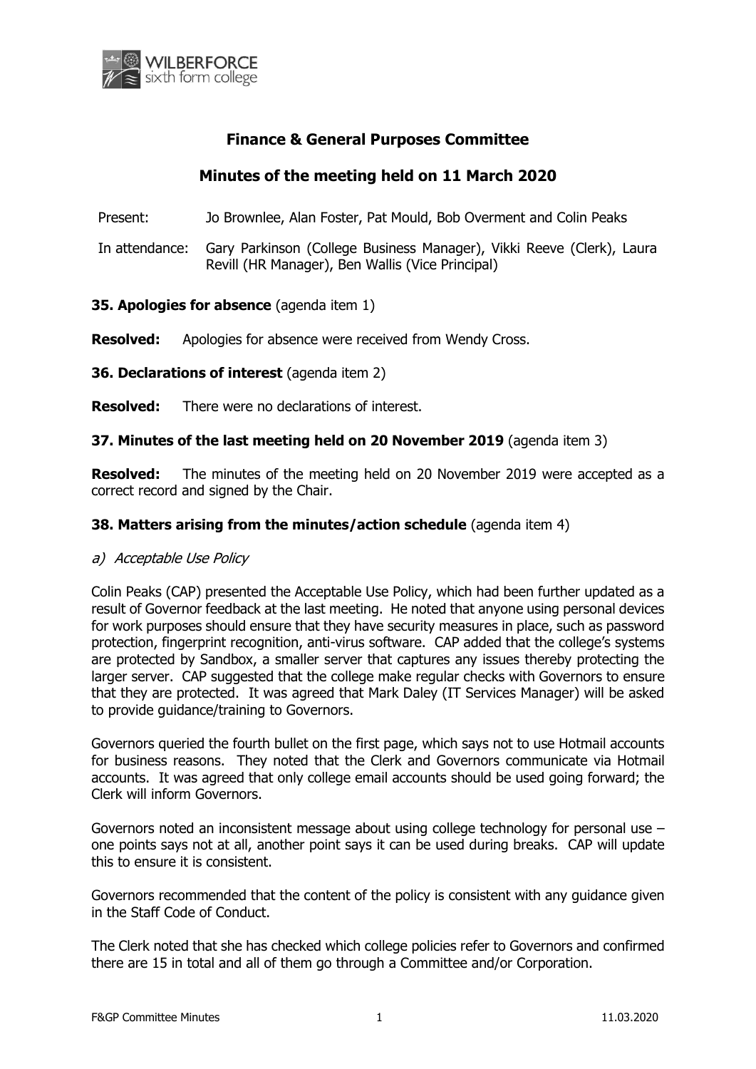# Finance & General Purposes Committee

## Minutes of the meeting held on 11 March 2020

Present: Jo Brownlee, Alan Foster, Pat Mould, Bob Overment and Colin Peaks

In attendance: Gary Parkinson (College Business Manager), Vikki Reeve (Clerk), Laura Revill (HR Manager), Ben Wallis (Vice Principal)

**35. Apologies for absence** (agenda item 1)

**Resolved:** Apologies for absence were received from Wendy Cross.

**36. Declarations of interest** (agenda item 2)

**Resolved:** There were no declarations of interest.

**37. Minutes of the last meeting held on 20 November 2019** (agenda item 3)

**Resolved:** The minutes of the meeting held on 20 November 2019 were accepted as a correct record and signed by the Chair.

**38. Matters arising from the minutes/action schedule** (agenda item 4)

*a) Acceptable Use Policy*

Colin Peaks (CAP) presented the Acceptable Use Policy, which had been further updated as a result of Governor feedback at the last meeting. He noted that anyone using personal devices for work purposes should ensure that they have security measures in place, such as password protection, fingerprint recognition, anti-virus software. CAP added that the college's systems are protected by Sandbox, a smaller server that captures any issues thereby protecting the larger server. CAP suggested that the college make regular checks with Governors to ensure that they are protected. It was agreed that Mark Daley (IT Services Manager) will be asked to provide guidance/training to Governors.

Governors queried the fourth bullet on the first page, which says not to use Hotmail accounts for business reasons. They noted that the Clerk and Governors communicate via Hotmail accounts. It was agreed that only college email accounts should be used going forward; the Clerk will inform Governors.

Governors noted an inconsistent message about using college technology for personal use – one points says not at all, another point says it can be used during breaks. CAP will update this to ensure it is consistent.

Governors recommended that the content of the policy is consistent with any guidance given in the Staff Code of Conduct.

The Clerk noted that she has checked which college policies refer to Governors and confirmed there are 15 in total and all of them go through a Committee and/or Corporation.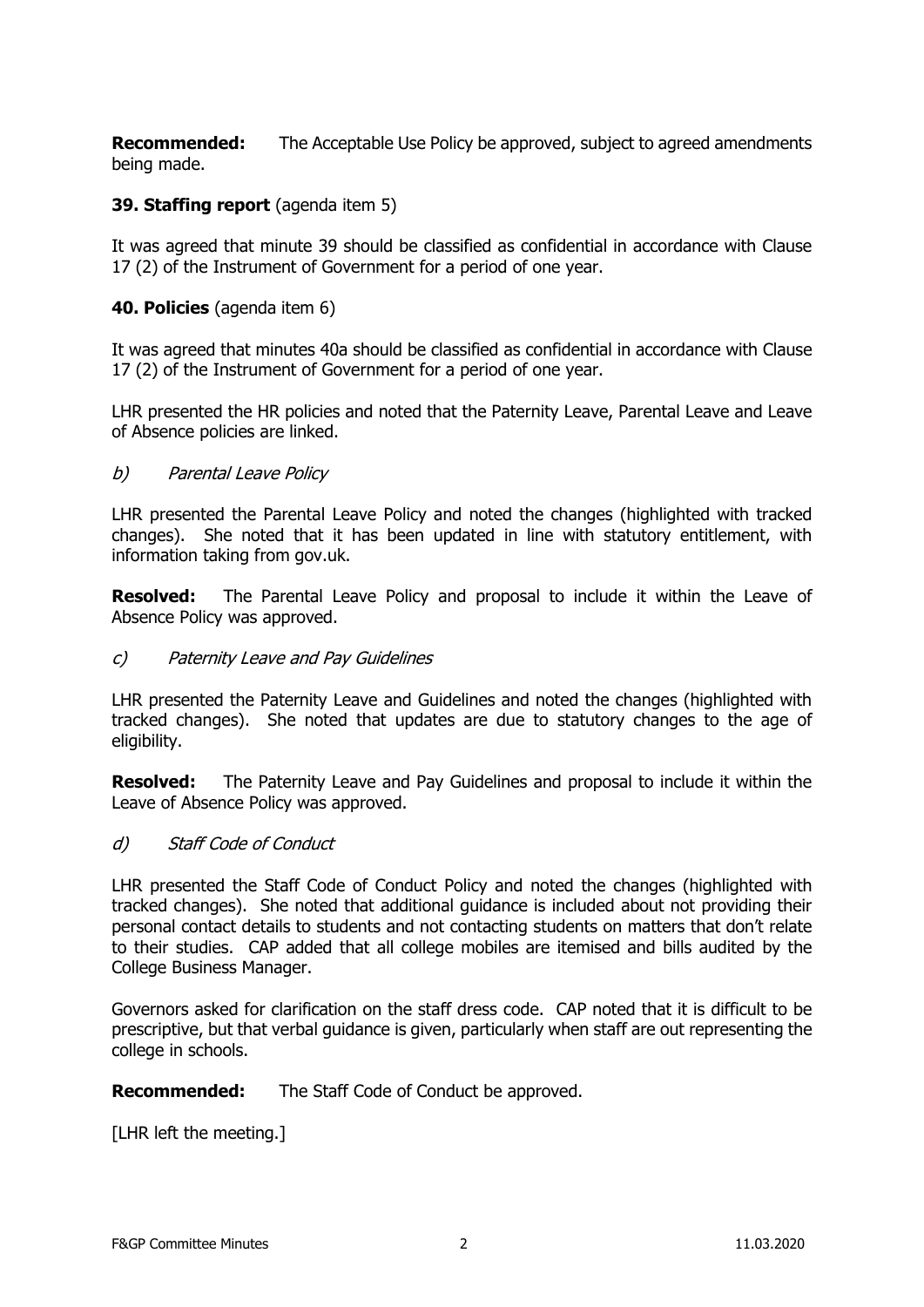**Recommended:** The Acceptable Use Policy be approved, subject to agreed amendments being made.

**39. Staffing report** (agenda item 5)

It was agreed that minute 39 should be classified as confidential in accordance with Clause 17 (2) of the Instrument of Government for a period of one year.

**40. Policies** (agenda item 6)

It was agreed that minutes 40a should be classified as confidential in accordance with Clause 17 (2) of the Instrument of Government for a period of one year.

LHR presented the HR policies and noted that the Paternity Leave, Parental Leave and Leave of Absence policies are linked.

*b) Parental Leave Policy*

LHR presented the Parental Leave Policy and noted the changes (highlighted with tracked changes). She noted that it has been updated in line with statutory entitlement, with information taking from gov.uk.

**Resolved:** The Parental Leave Policy and proposal to include it within the Leave of Absence Policy was approved.

*c) Paternity Leave and Pay Guidelines*

LHR presented the Paternity Leave and Guidelines and noted the changes (highlighted with tracked changes). She noted that updates are due to statutory changes to the age of eligibility.

**Resolved:** The Paternity Leave and Pay Guidelines and proposal to include it within the Leave of Absence Policy was approved.

*d) Staff Code of Conduct*

LHR presented the Staff Code of Conduct Policy and noted the changes (highlighted with tracked changes). She noted that additional guidance is included about not providing their personal contact details to students and not contacting students on matters that don't relate to their studies. CAP added that all college mobiles are itemised and bills audited by the College Business Manager.

Governors asked for clarification on the staff dress code. CAP noted that it is difficult to be prescriptive, but that verbal guidance is given, particularly when staff are out representing the college in schools.

**Recommended:** The Staff Code of Conduct be approved.

[LHR left the meeting.]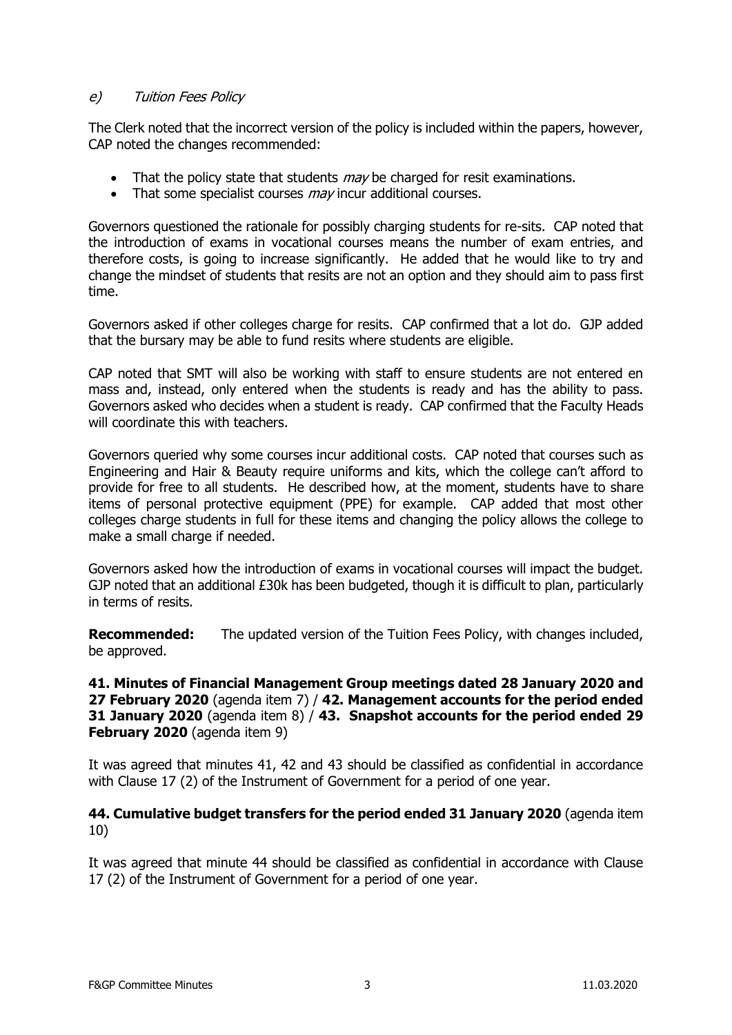### *e) Tuition Fees Policy*

The Clerk noted that the incorrect version of the policy is included within the papers, however, CAP noted the changes recommended:

- That the policy state that students *may* be charged for resit examinations.
- That some specialist courses *may* incur additional courses.

Governors questioned the rationale for possibly charging students for re-sits. CAP noted that the introduction of exams in vocational courses means the number of exam entries, and therefore costs, is going to increase significantly. He added that he would like to try and change the mindset of students that resits are not an option and they should aim to pass first time.

Governors asked if other colleges charge for resits. CAP confirmed that a lot do. GJP added that the bursary may be able to fund resits where students are eligible.

CAP noted that SMT will also be working with staff to ensure students are not entered en mass and, instead, only entered when the students is ready and has the ability to pass. Governors asked who decides when a student is ready. CAP confirmed that the Faculty Heads will coordinate this with teachers.

Governors queried why some courses incur additional costs. CAP noted that courses such as Engineering and Hair & Beauty require uniforms and kits, which the college can't afford to provide for free to all students. He described how, at the moment, students have to share items of personal protective equipment (PPE) for example. CAP added that most other colleges charge students in full for these items and changing the policy allows the college to make a small charge if needed.

Governors asked how the introduction of exams in vocational courses will impact the budget. GJP noted that an additional £30k has been budgeted, though it is difficult to plan, particularly in terms of resits.

**Recommended:** The updated version of the Tuition Fees Policy, with changes included, be approved.

**41. Minutes of Financial Management Group meetings dated 28 January 2020 and 27 February 2020** (agenda item 7) / **42. Management accounts for the period ended 31 January 2020** (agenda item 8) / **43. Snapshot accounts for the period ended 29 February 2020** (agenda item 9)

It was agreed that minutes 41, 42 and 43 should be classified as confidential in accordance with Clause 17 (2) of the Instrument of Government for a period of one year.

**44. Cumulative budget transfers for the period ended 31 January 2020** (agenda item 10)

It was agreed that minute 44 should be classified as confidential in accordance with Clause 17 (2) of the Instrument of Government for a period of one year.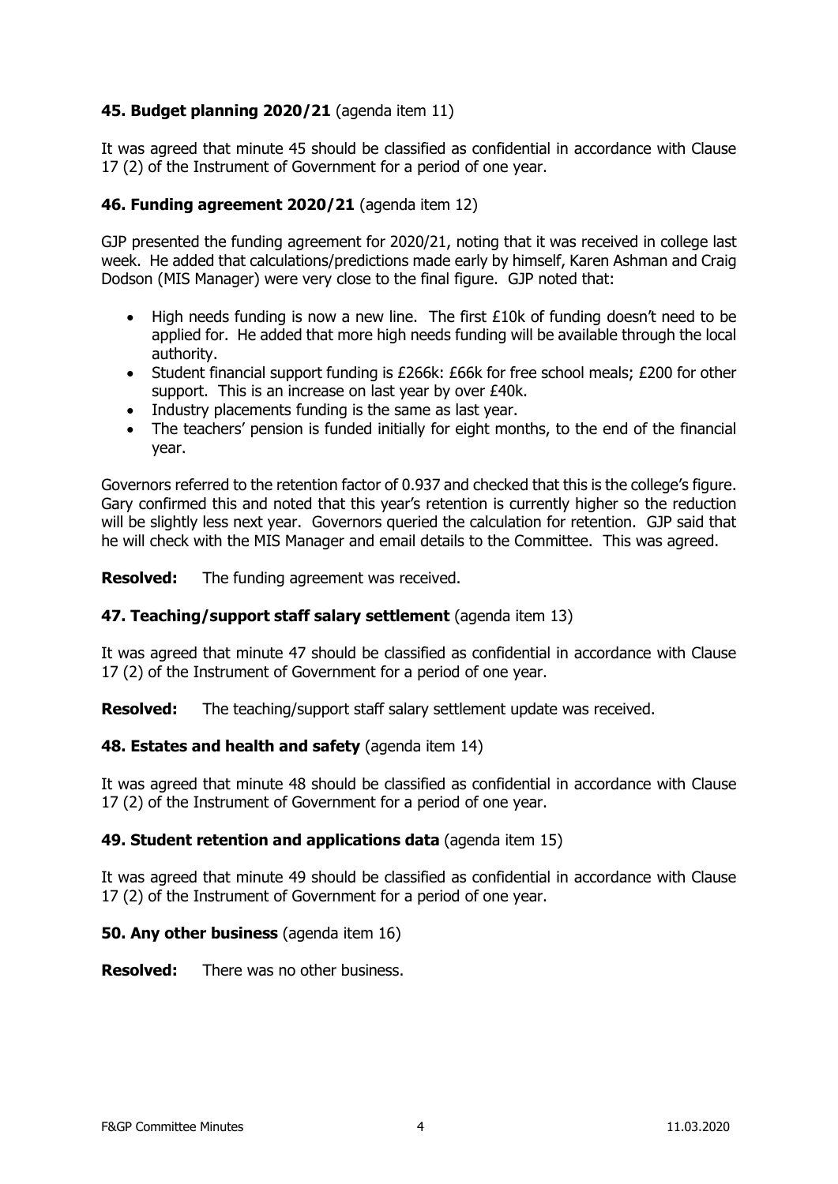**45. Budget planning 2020/21** (agenda item 11)

It was agreed that minute 45 should be classified as confidential in accordance with Clause 17 (2) of the Instrument of Government for a period of one year.

**46. Funding agreement 2020/21** (agenda item 12)

GJP presented the funding agreement for 2020/21, noting that it was received in college last week. He added that calculations/predictions made early by himself, Karen Ashman and Craig Dodson (MIS Manager) were very close to the final figure. GJP noted that:

- High needs funding is now a new line. The first £10k of funding doesn't need to be applied for. He added that more high needs funding will be available through the local authority.
- Student financial support funding is £266k: £66k for free school meals; £200 for other support. This is an increase on last year by over £40k.
- Industry placements funding is the same as last year.
- The teachers' pension is funded initially for eight months, to the end of the financial year.

Governors referred to the retention factor of 0.937 and checked that this is the college's figure. Gary confirmed this and noted that this year's retention is currently higher so the reduction will be slightly less next year. Governors queried the calculation for retention. GJP said that he will check with the MIS Manager and email details to the Committee. This was agreed.

**Resolved:** The funding agreement was received.

**47. Teaching/support staff salary settlement** (agenda item 13)

It was agreed that minute 47 should be classified as confidential in accordance with Clause 17 (2) of the Instrument of Government for a period of one year.

**Resolved:** The teaching/support staff salary settlement update was received.

**48. Estates and health and safety** (agenda item 14)

It was agreed that minute 48 should be classified as confidential in accordance with Clause 17 (2) of the Instrument of Government for a period of one year.

**49. Student retention and applications data** (agenda item 15)

It was agreed that minute 49 should be classified as confidential in accordance with Clause 17 (2) of the Instrument of Government for a period of one year.

**50. Any other business** (agenda item 16)

**Resolved:** There was no other business.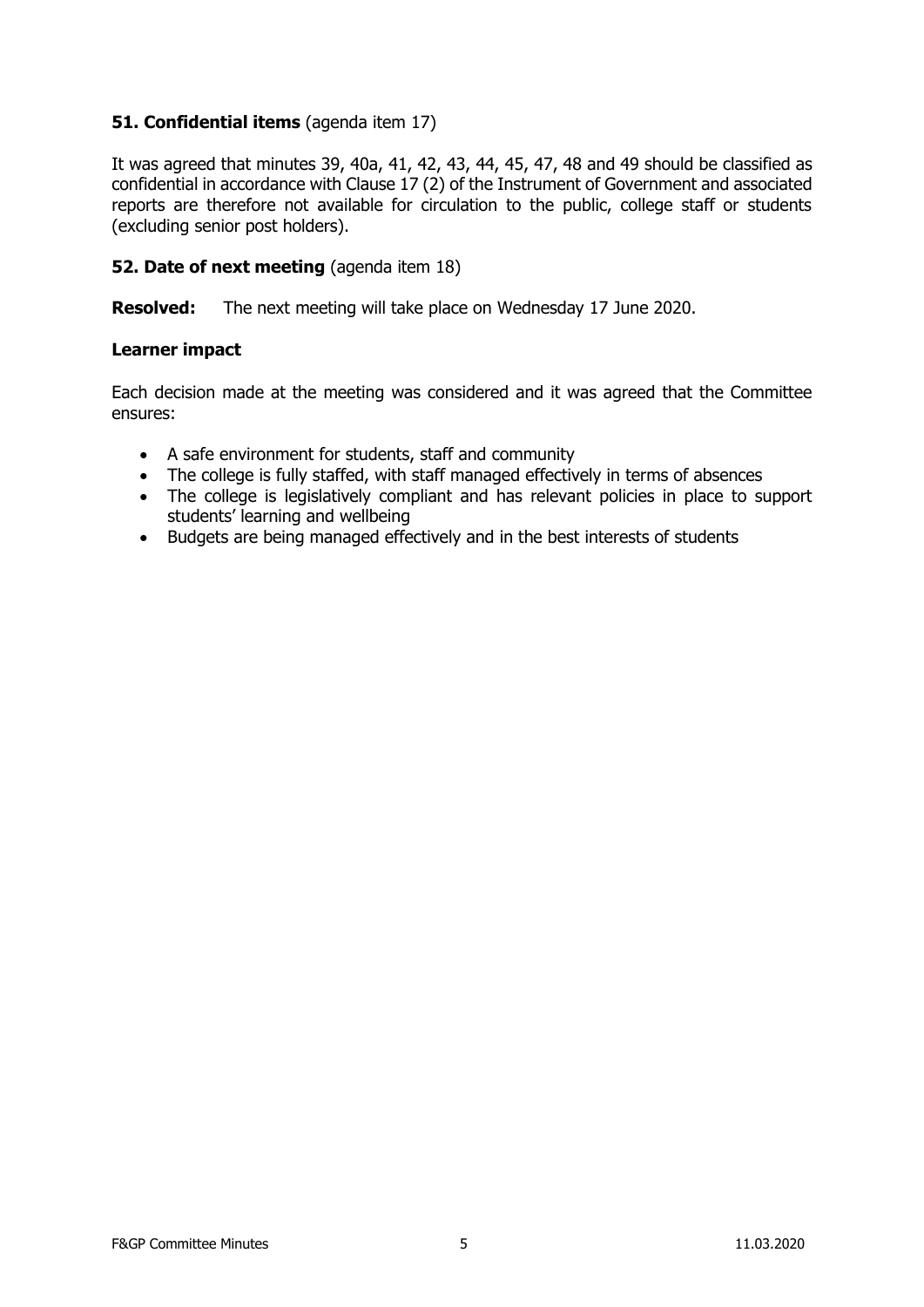**51. Confidential items** (agenda item 17)

It was agreed that minutes 39, 40a, 41, 42, 43, 44, 45, 47, 48 and 49 should be classified as confidential in accordance with Clause 17 (2) of the Instrument of Government and associated reports are therefore not available for circulation to the public, college staff or students (excluding senior post holders).

**52. Date of next meeting** (agenda item 18)

**Resolved:** The next meeting will take place on Wednesday 17 June 2020.

**Learner impact**

Each decision made at the meeting was considered and it was agreed that the Committee ensures:

- A safe environment for students, staff and community
- The college is fully staffed, with staff managed effectively in terms of absences
- The college is legislatively compliant and has relevant policies in place to support students' learning and wellbeing
- Budgets are being managed effectively and in the best interests of students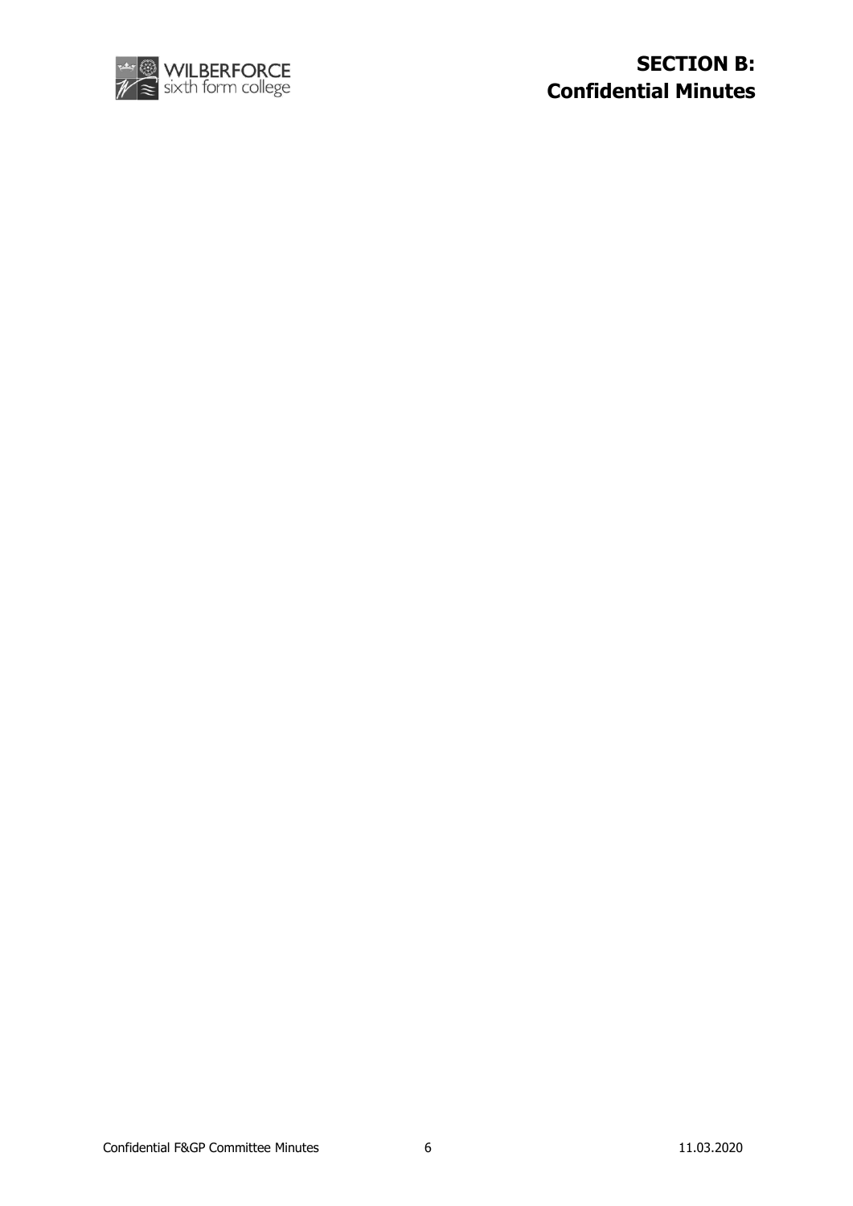# SECTION B:
# Confidential Minutes